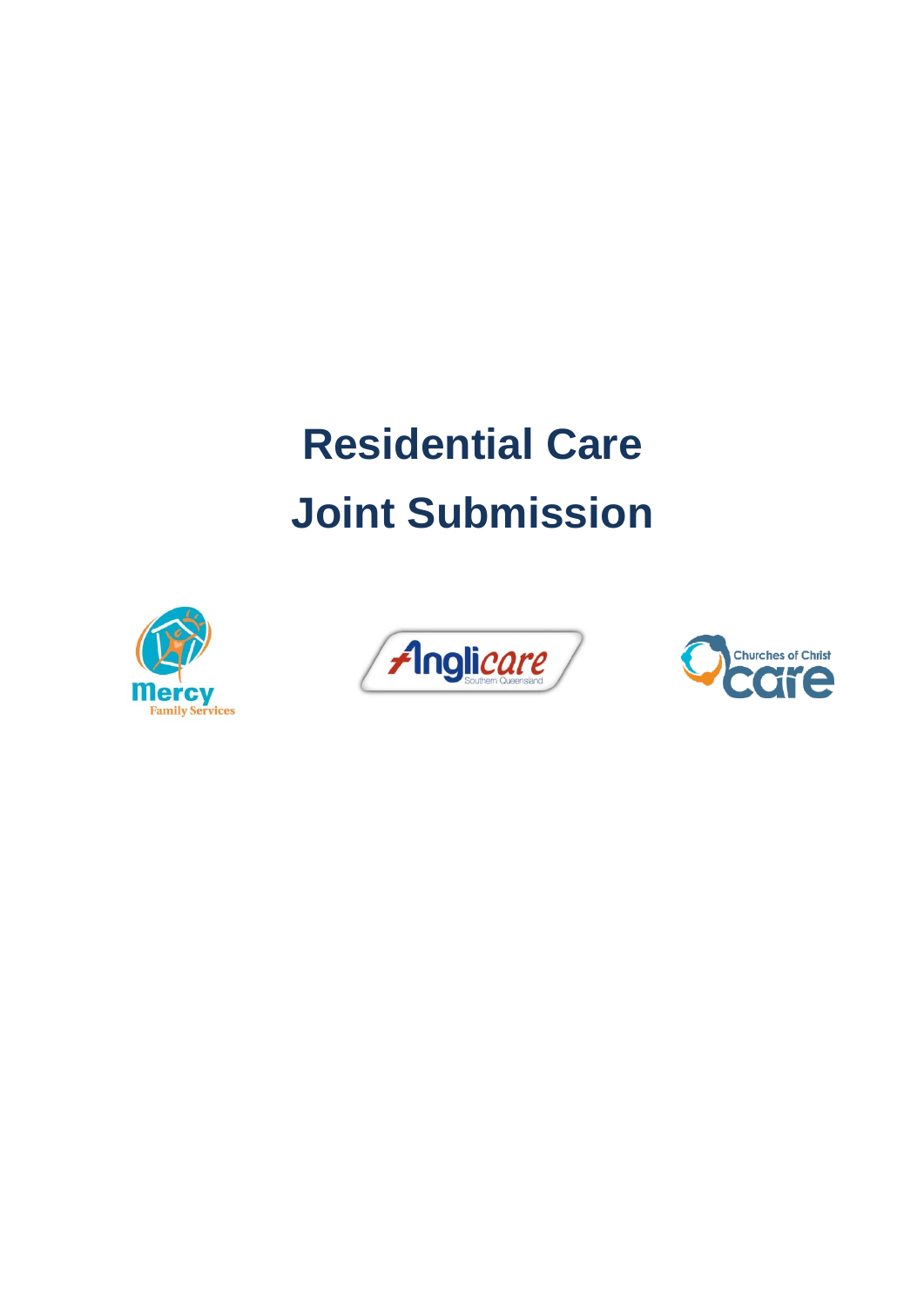# Residential Care Joint Submission

Mercy Family Services

Anglicare Southern Queensland

Churches of Christ care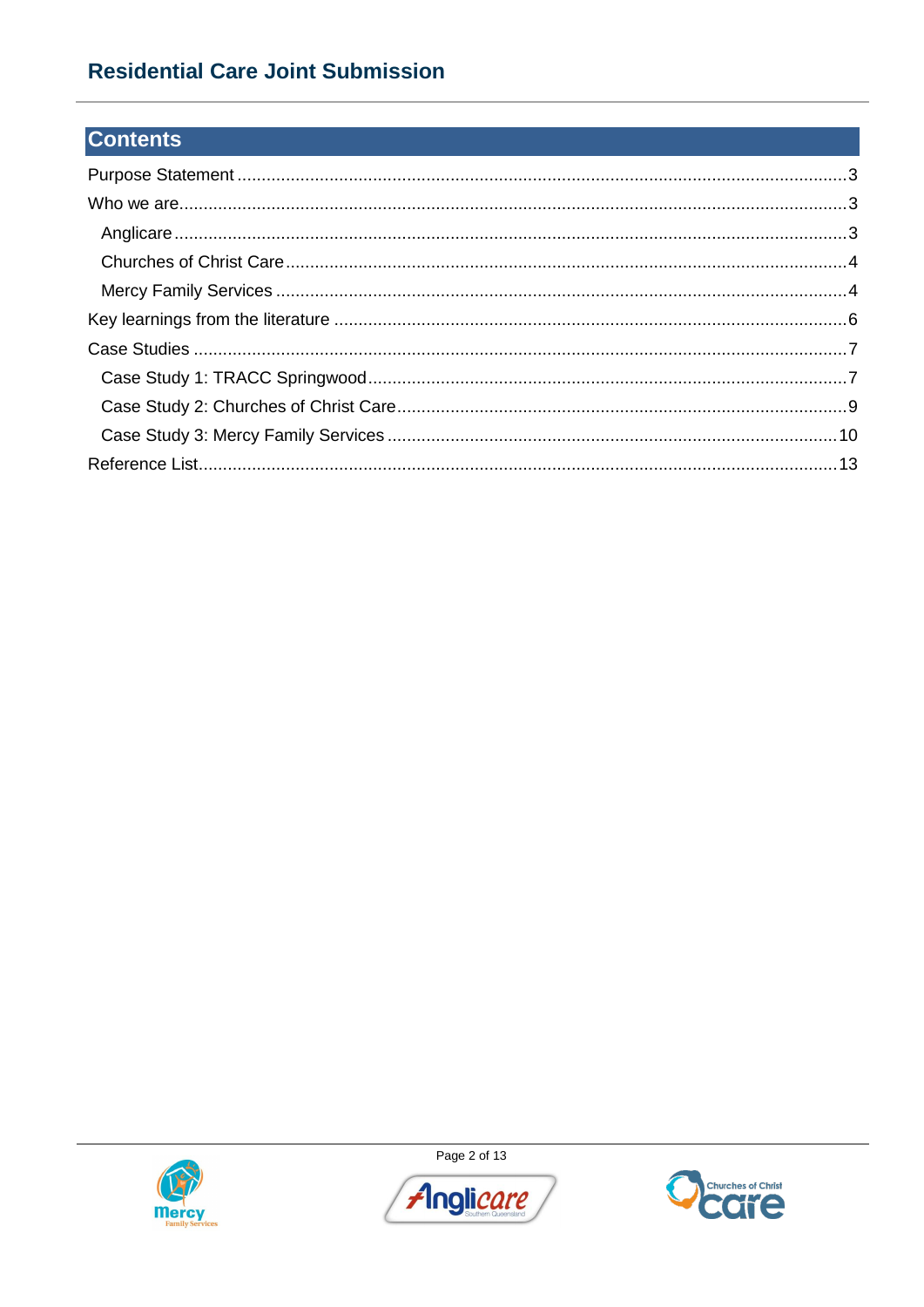## Contents

Purpose Statement ....................................................................................................................3

Who we are..............................................................................................................................3

- Anglicare..............................................................................................................................3
- Churches of Christ Care.......................................................................................................4
- Mercy Family Services .........................................................................................................4

Key learnings from the literature ..............................................................................................6

Case Studies ............................................................................................................................7

- Case Study 1: TRACC Springwood.......................................................................................7
- Case Study 2: Churches of Christ Care.................................................................................9
- Case Study 3: Mercy Family Services .................................................................................10

Reference List.........................................................................................................................13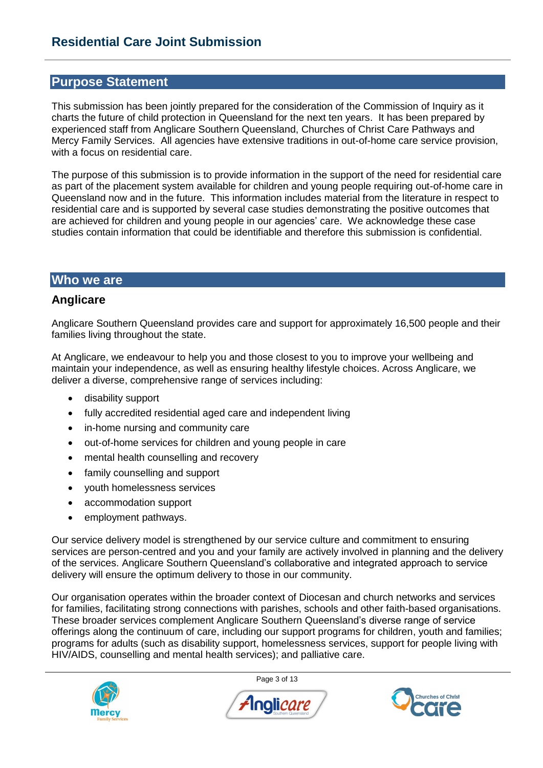# Residential Care Joint Submission

## Purpose Statement

This submission has been jointly prepared for the consideration of the Commission of Inquiry as it charts the future of child protection in Queensland for the next ten years. It has been prepared by experienced staff from Anglicare Southern Queensland, Churches of Christ Care Pathways and Mercy Family Services. All agencies have extensive traditions in out-of-home care service provision, with a focus on residential care.

The purpose of this submission is to provide information in the support of the need for residential care as part of the placement system available for children and young people requiring out-of-home care in Queensland now and in the future. This information includes material from the literature in respect to residential care and is supported by several case studies demonstrating the positive outcomes that are achieved for children and young people in our agencies' care. We acknowledge these case studies contain information that could be identifiable and therefore this submission is confidential.

## Who we are

### Anglicare

Anglicare Southern Queensland provides care and support for approximately 16,500 people and their families living throughout the state.

At Anglicare, we endeavour to help you and those closest to you to improve your wellbeing and maintain your independence, as well as ensuring healthy lifestyle choices. Across Anglicare, we deliver a diverse, comprehensive range of services including:

- disability support
- fully accredited residential aged care and independent living
- in-home nursing and community care
- out-of-home services for children and young people in care
- mental health counselling and recovery
- family counselling and support
- youth homelessness services
- accommodation support
- employment pathways.

Our service delivery model is strengthened by our service culture and commitment to ensuring services are person-centred and you and your family are actively involved in planning and the delivery of the services. Anglicare Southern Queensland's collaborative and integrated approach to service delivery will ensure the optimum delivery to those in our community.

Our organisation operates within the broader context of Diocesan and church networks and services for families, facilitating strong connections with parishes, schools and other faith-based organisations. These broader services complement Anglicare Southern Queensland's diverse range of service offerings along the continuum of care, including our support programs for children, youth and families; programs for adults (such as disability support, homelessness services, support for people living with HIV/AIDS, counselling and mental health services); and palliative care.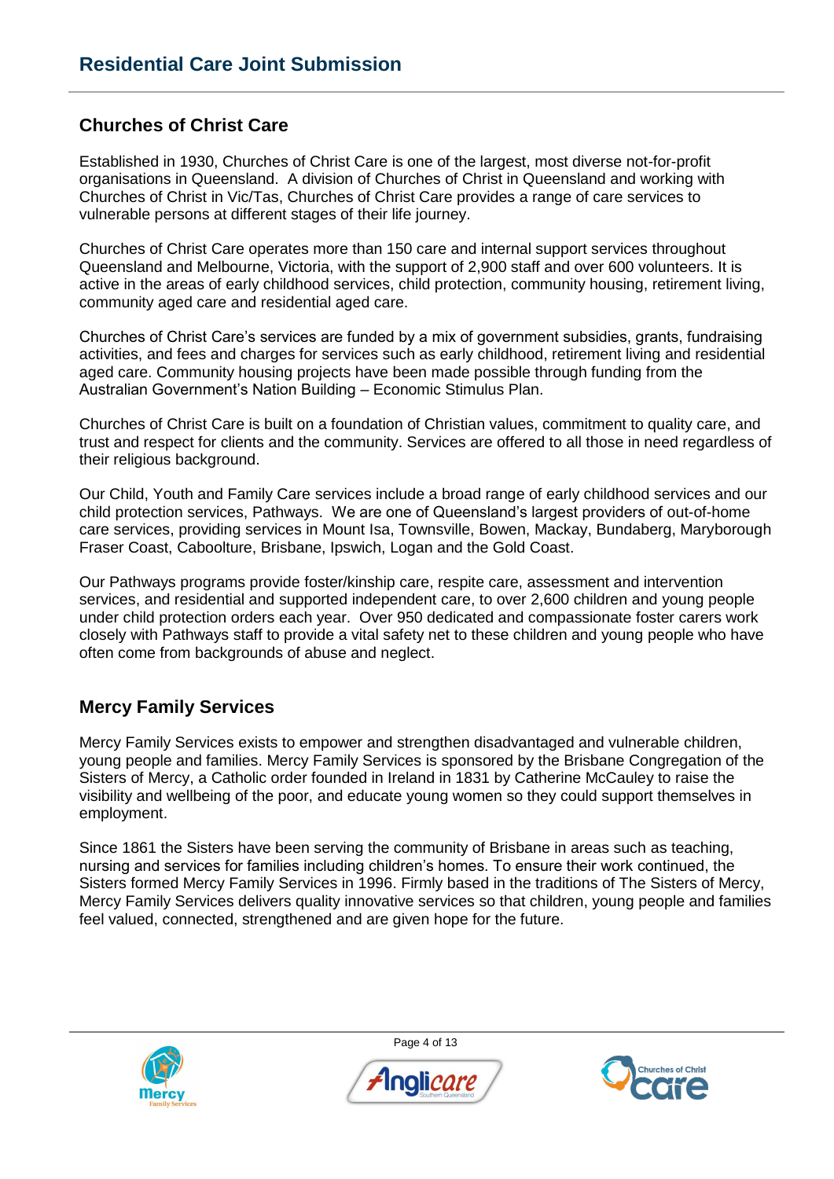## Churches of Christ Care

Established in 1930, Churches of Christ Care is one of the largest, most diverse not-for-profit organisations in Queensland. A division of Churches of Christ in Queensland and working with Churches of Christ in Vic/Tas, Churches of Christ Care provides a range of care services to vulnerable persons at different stages of their life journey.

Churches of Christ Care operates more than 150 care and internal support services throughout Queensland and Melbourne, Victoria, with the support of 2,900 staff and over 600 volunteers. It is active in the areas of early childhood services, child protection, community housing, retirement living, community aged care and residential aged care.

Churches of Christ Care's services are funded by a mix of government subsidies, grants, fundraising activities, and fees and charges for services such as early childhood, retirement living and residential aged care. Community housing projects have been made possible through funding from the Australian Government's Nation Building – Economic Stimulus Plan.

Churches of Christ Care is built on a foundation of Christian values, commitment to quality care, and trust and respect for clients and the community. Services are offered to all those in need regardless of their religious background.

Our Child, Youth and Family Care services include a broad range of early childhood services and our child protection services, Pathways. We are one of Queensland's largest providers of out-of-home care services, providing services in Mount Isa, Townsville, Bowen, Mackay, Bundaberg, Maryborough Fraser Coast, Caboolture, Brisbane, Ipswich, Logan and the Gold Coast.

Our Pathways programs provide foster/kinship care, respite care, assessment and intervention services, and residential and supported independent care, to over 2,600 children and young people under child protection orders each year. Over 950 dedicated and compassionate foster carers work closely with Pathways staff to provide a vital safety net to these children and young people who have often come from backgrounds of abuse and neglect.

## Mercy Family Services

Mercy Family Services exists to empower and strengthen disadvantaged and vulnerable children, young people and families. Mercy Family Services is sponsored by the Brisbane Congregation of the Sisters of Mercy, a Catholic order founded in Ireland in 1831 by Catherine McCauley to raise the visibility and wellbeing of the poor, and educate young women so they could support themselves in employment.

Since 1861 the Sisters have been serving the community of Brisbane in areas such as teaching, nursing and services for families including children's homes. To ensure their work continued, the Sisters formed Mercy Family Services in 1996. Firmly based in the traditions of The Sisters of Mercy, Mercy Family Services delivers quality innovative services so that children, young people and families feel valued, connected, strengthened and are given hope for the future.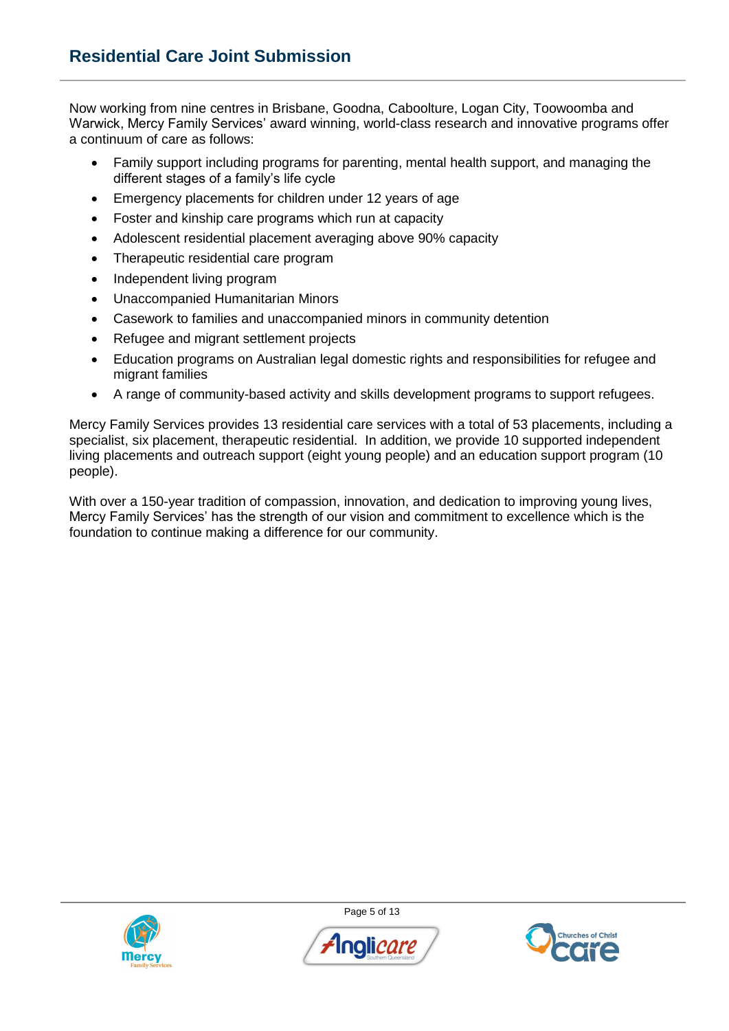Now working from nine centres in Brisbane, Goodna, Caboolture, Logan City, Toowoomba and Warwick, Mercy Family Services' award winning, world-class research and innovative programs offer a continuum of care as follows:

- Family support including programs for parenting, mental health support, and managing the different stages of a family's life cycle
- Emergency placements for children under 12 years of age
- Foster and kinship care programs which run at capacity
- Adolescent residential placement averaging above 90% capacity
- Therapeutic residential care program
- Independent living program
- Unaccompanied Humanitarian Minors
- Casework to families and unaccompanied minors in community detention
- Refugee and migrant settlement projects
- Education programs on Australian legal domestic rights and responsibilities for refugee and migrant families
- A range of community-based activity and skills development programs to support refugees.

Mercy Family Services provides 13 residential care services with a total of 53 placements, including a specialist, six placement, therapeutic residential. In addition, we provide 10 supported independent living placements and outreach support (eight young people) and an education support program (10 people).

With over a 150-year tradition of compassion, innovation, and dedication to improving young lives, Mercy Family Services' has the strength of our vision and commitment to excellence which is the foundation to continue making a difference for our community.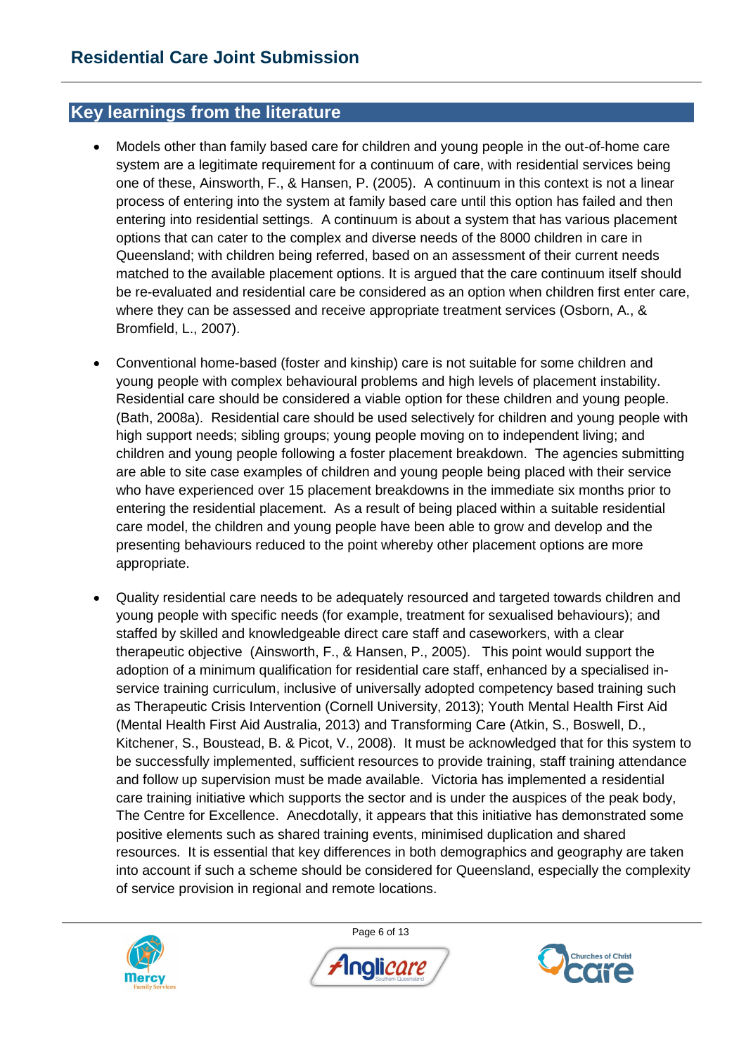## Key learnings from the literature

- Models other than family based care for children and young people in the out-of-home care system are a legitimate requirement for a continuum of care, with residential services being one of these, Ainsworth, F., & Hansen, P. (2005). A continuum in this context is not a linear process of entering into the system at family based care until this option has failed and then entering into residential settings. A continuum is about a system that has various placement options that can cater to the complex and diverse needs of the 8000 children in care in Queensland; with children being referred, based on an assessment of their current needs matched to the available placement options. It is argued that the care continuum itself should be re-evaluated and residential care be considered as an option when children first enter care, where they can be assessed and receive appropriate treatment services (Osborn, A., & Bromfield, L., 2007).

- Conventional home-based (foster and kinship) care is not suitable for some children and young people with complex behavioural problems and high levels of placement instability. Residential care should be considered a viable option for these children and young people. (Bath, 2008a). Residential care should be used selectively for children and young people with high support needs; sibling groups; young people moving on to independent living; and children and young people following a foster placement breakdown. The agencies submitting are able to site case examples of children and young people being placed with their service who have experienced over 15 placement breakdowns in the immediate six months prior to entering the residential placement. As a result of being placed within a suitable residential care model, the children and young people have been able to grow and develop and the presenting behaviours reduced to the point whereby other placement options are more appropriate.

- Quality residential care needs to be adequately resourced and targeted towards children and young people with specific needs (for example, treatment for sexualised behaviours); and staffed by skilled and knowledgeable direct care staff and caseworkers, with a clear therapeutic objective (Ainsworth, F., & Hansen, P., 2005). This point would support the adoption of a minimum qualification for residential care staff, enhanced by a specialised in-service training curriculum, inclusive of universally adopted competency based training such as Therapeutic Crisis Intervention (Cornell University, 2013); Youth Mental Health First Aid (Mental Health First Aid Australia, 2013) and Transforming Care (Atkin, S., Boswell, D., Kitchener, S., Boustead, B. & Picot, V., 2008). It must be acknowledged that for this system to be successfully implemented, sufficient resources to provide training, staff training attendance and follow up supervision must be made available. Victoria has implemented a residential care training initiative which supports the sector and is under the auspices of the peak body, The Centre for Excellence. Anecdotally, it appears that this initiative has demonstrated some positive elements such as shared training events, minimised duplication and shared resources. It is essential that key differences in both demographics and geography are taken into account if such a scheme should be considered for Queensland, especially the complexity of service provision in regional and remote locations.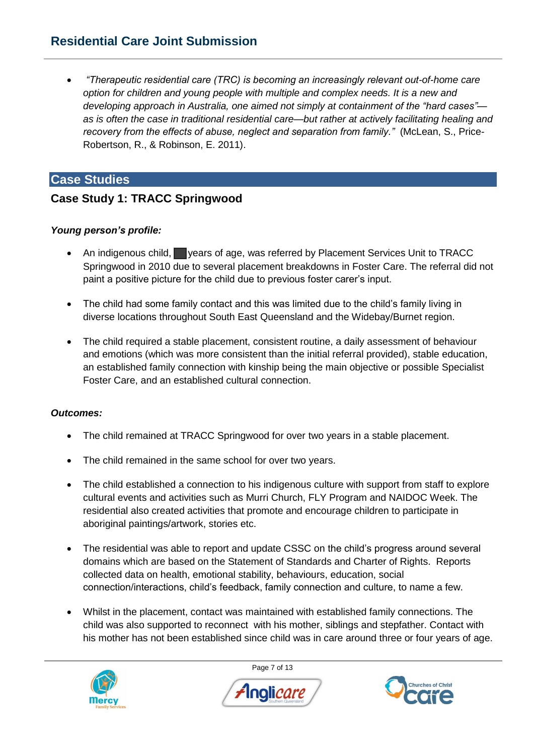- *"Therapeutic residential care (TRC) is becoming an increasingly relevant out-of-home care option for children and young people with multiple and complex needs. It is a new and developing approach in Australia, one aimed not simply at containment of the "hard cases"—as is often the case in traditional residential care—but rather at actively facilitating healing and recovery from the effects of abuse, neglect and separation from family."* (McLean, S., Price-Robertson, R., & Robinson, E. 2011).

## Case Studies

### Case Study 1: TRACC Springwood

***Young person's profile:***

- An indigenous child, ██ years of age, was referred by Placement Services Unit to TRACC Springwood in 2010 due to several placement breakdowns in Foster Care. The referral did not paint a positive picture for the child due to previous foster carer's input.

- The child had some family contact and this was limited due to the child's family living in diverse locations throughout South East Queensland and the Widebay/Burnet region.

- The child required a stable placement, consistent routine, a daily assessment of behaviour and emotions (which was more consistent than the initial referral provided), stable education, an established family connection with kinship being the main objective or possible Specialist Foster Care, and an established cultural connection.

***Outcomes:***

- The child remained at TRACC Springwood for over two years in a stable placement.

- The child remained in the same school for over two years.

- The child established a connection to his indigenous culture with support from staff to explore cultural events and activities such as Murri Church, FLY Program and NAIDOC Week. The residential also created activities that promote and encourage children to participate in aboriginal paintings/artwork, stories etc.

- The residential was able to report and update CSSC on the child's progress around several domains which are based on the Statement of Standards and Charter of Rights. Reports collected data on health, emotional stability, behaviours, education, social connection/interactions, child's feedback, family connection and culture, to name a few.

- Whilst in the placement, contact was maintained with established family connections. The child was also supported to reconnect with his mother, siblings and stepfather. Contact with his mother has not been established since child was in care around three or four years of age.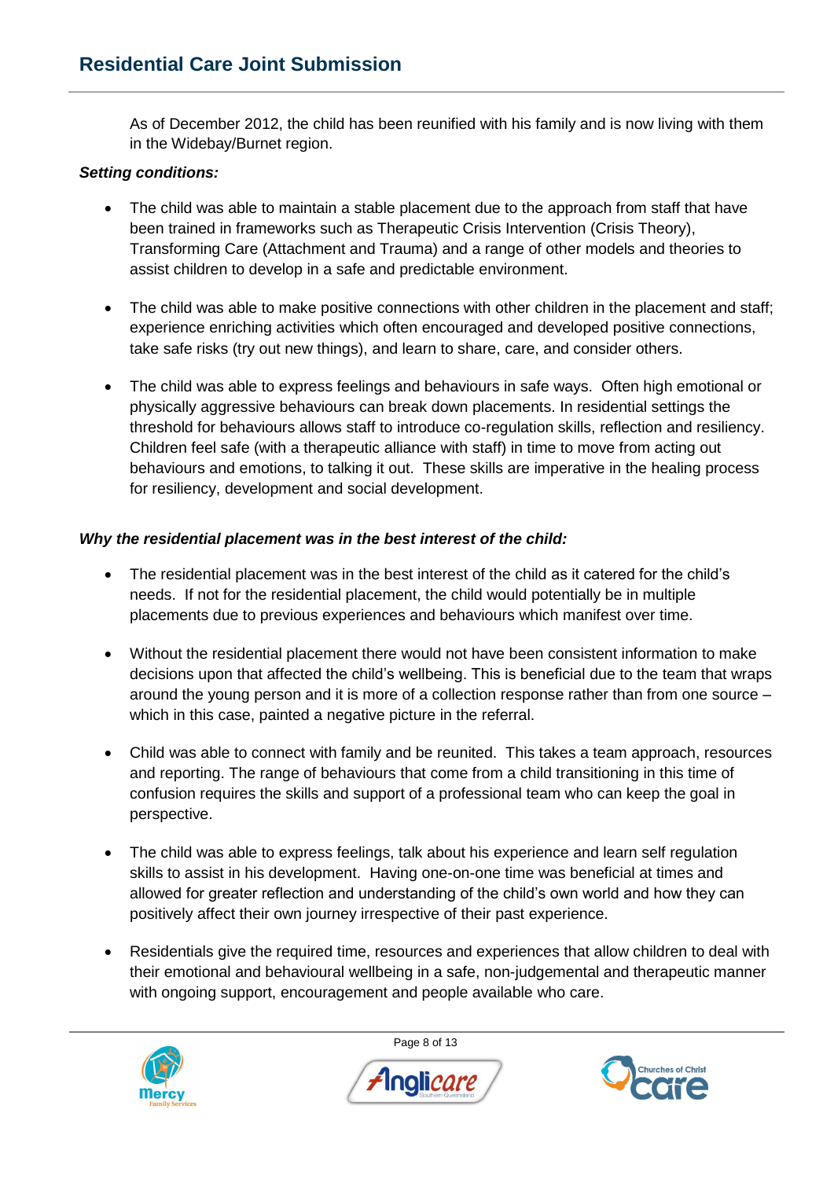As of December 2012, the child has been reunified with his family and is now living with them in the Widebay/Burnet region.

***Setting conditions:***

- The child was able to maintain a stable placement due to the approach from staff that have been trained in frameworks such as Therapeutic Crisis Intervention (Crisis Theory), Transforming Care (Attachment and Trauma) and a range of other models and theories to assist children to develop in a safe and predictable environment.

- The child was able to make positive connections with other children in the placement and staff; experience enriching activities which often encouraged and developed positive connections, take safe risks (try out new things), and learn to share, care, and consider others.

- The child was able to express feelings and behaviours in safe ways. Often high emotional or physically aggressive behaviours can break down placements. In residential settings the threshold for behaviours allows staff to introduce co-regulation skills, reflection and resiliency. Children feel safe (with a therapeutic alliance with staff) in time to move from acting out behaviours and emotions, to talking it out. These skills are imperative in the healing process for resiliency, development and social development.

***Why the residential placement was in the best interest of the child:***

- The residential placement was in the best interest of the child as it catered for the child's needs. If not for the residential placement, the child would potentially be in multiple placements due to previous experiences and behaviours which manifest over time.

- Without the residential placement there would not have been consistent information to make decisions upon that affected the child's wellbeing. This is beneficial due to the team that wraps around the young person and it is more of a collection response rather than from one source – which in this case, painted a negative picture in the referral.

- Child was able to connect with family and be reunited. This takes a team approach, resources and reporting. The range of behaviours that come from a child transitioning in this time of confusion requires the skills and support of a professional team who can keep the goal in perspective.

- The child was able to express feelings, talk about his experience and learn self regulation skills to assist in his development. Having one-on-one time was beneficial at times and allowed for greater reflection and understanding of the child's own world and how they can positively affect their own journey irrespective of their past experience.

- Residentials give the required time, resources and experiences that allow children to deal with their emotional and behavioural wellbeing in a safe, non-judgemental and therapeutic manner with ongoing support, encouragement and people available who care.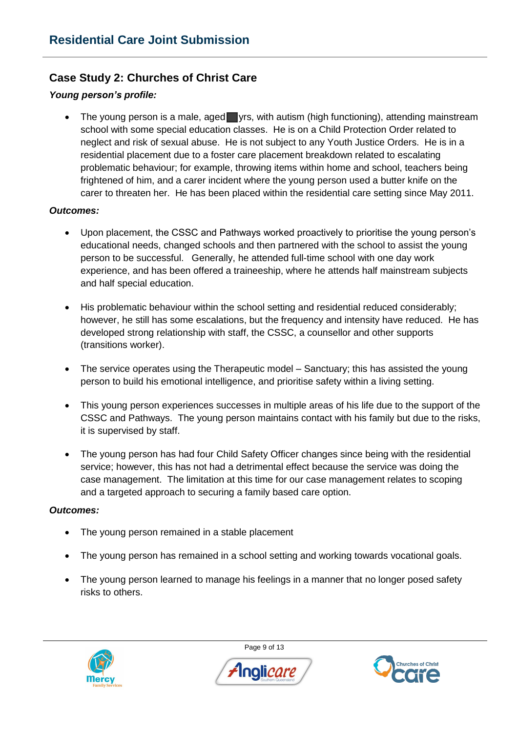## Case Study 2: Churches of Christ Care

***Young person's profile:***

- The young person is a male, aged ██ yrs, with autism (high functioning), attending mainstream school with some special education classes. He is on a Child Protection Order related to neglect and risk of sexual abuse. He is not subject to any Youth Justice Orders. He is in a residential placement due to a foster care placement breakdown related to escalating problematic behaviour; for example, throwing items within home and school, teachers being frightened of him, and a carer incident where the young person used a butter knife on the carer to threaten her. He has been placed within the residential care setting since May 2011.

***Outcomes:***

- Upon placement, the CSSC and Pathways worked proactively to prioritise the young person's educational needs, changed schools and then partnered with the school to assist the young person to be successful. Generally, he attended full-time school with one day work experience, and has been offered a traineeship, where he attends half mainstream subjects and half special education.

- His problematic behaviour within the school setting and residential reduced considerably; however, he still has some escalations, but the frequency and intensity have reduced. He has developed strong relationship with staff, the CSSC, a counsellor and other supports (transitions worker).

- The service operates using the Therapeutic model – Sanctuary; this has assisted the young person to build his emotional intelligence, and prioritise safety within a living setting.

- This young person experiences successes in multiple areas of his life due to the support of the CSSC and Pathways. The young person maintains contact with his family but due to the risks, it is supervised by staff.

- The young person has had four Child Safety Officer changes since being with the residential service; however, this has not had a detrimental effect because the service was doing the case management. The limitation at this time for our case management relates to scoping and a targeted approach to securing a family based care option.

***Outcomes:***

- The young person remained in a stable placement

- The young person has remained in a school setting and working towards vocational goals.

- The young person learned to manage his feelings in a manner that no longer posed safety risks to others.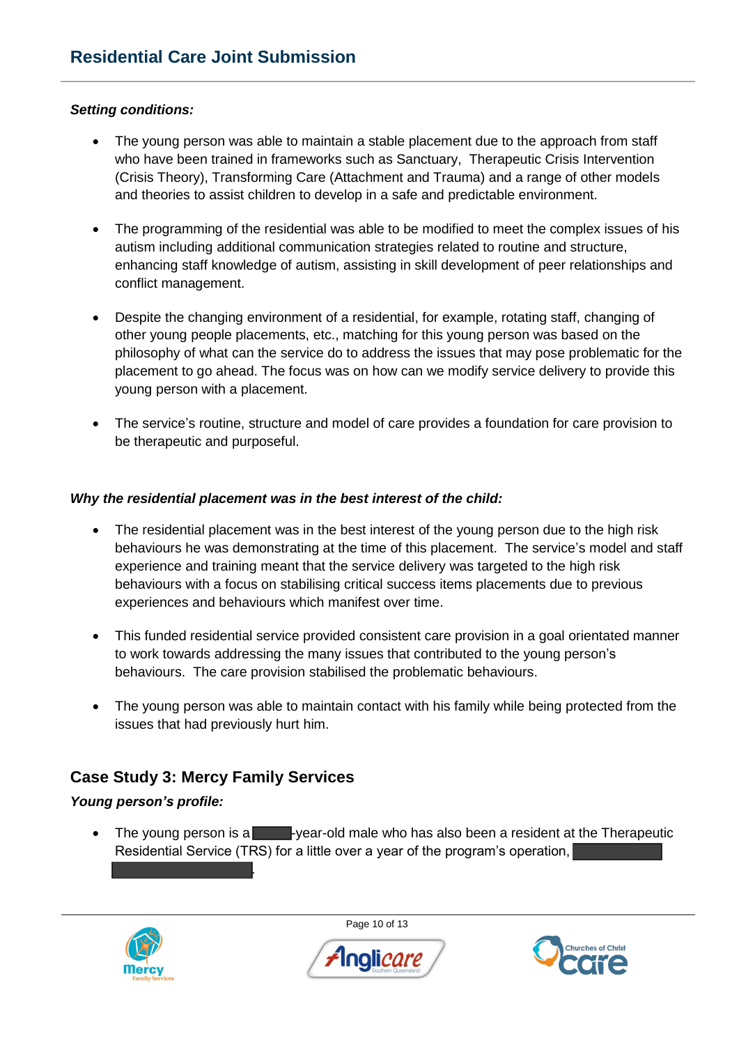***Setting conditions:***

- The young person was able to maintain a stable placement due to the approach from staff who have been trained in frameworks such as Sanctuary, Therapeutic Crisis Intervention (Crisis Theory), Transforming Care (Attachment and Trauma) and a range of other models and theories to assist children to develop in a safe and predictable environment.

- The programming of the residential was able to be modified to meet the complex issues of his autism including additional communication strategies related to routine and structure, enhancing staff knowledge of autism, assisting in skill development of peer relationships and conflict management.

- Despite the changing environment of a residential, for example, rotating staff, changing of other young people placements, etc., matching for this young person was based on the philosophy of what can the service do to address the issues that may pose problematic for the placement to go ahead. The focus was on how can we modify service delivery to provide this young person with a placement.

- The service's routine, structure and model of care provides a foundation for care provision to be therapeutic and purposeful.

***Why the residential placement was in the best interest of the child:***

- The residential placement was in the best interest of the young person due to the high risk behaviours he was demonstrating at the time of this placement. The service's model and staff experience and training meant that the service delivery was targeted to the high risk behaviours with a focus on stabilising critical success items placements due to previous experiences and behaviours which manifest over time.

- This funded residential service provided consistent care provision in a goal orientated manner to work towards addressing the many issues that contributed to the young person's behaviours. The care provision stabilised the problematic behaviours.

- The young person was able to maintain contact with his family while being protected from the issues that had previously hurt him.

## Case Study 3: Mercy Family Services

***Young person's profile:***

- The young person is a ████-year-old male who has also been a resident at the Therapeutic Residential Service (TRS) for a little over a year of the program's operation, ██████████ ████████████████.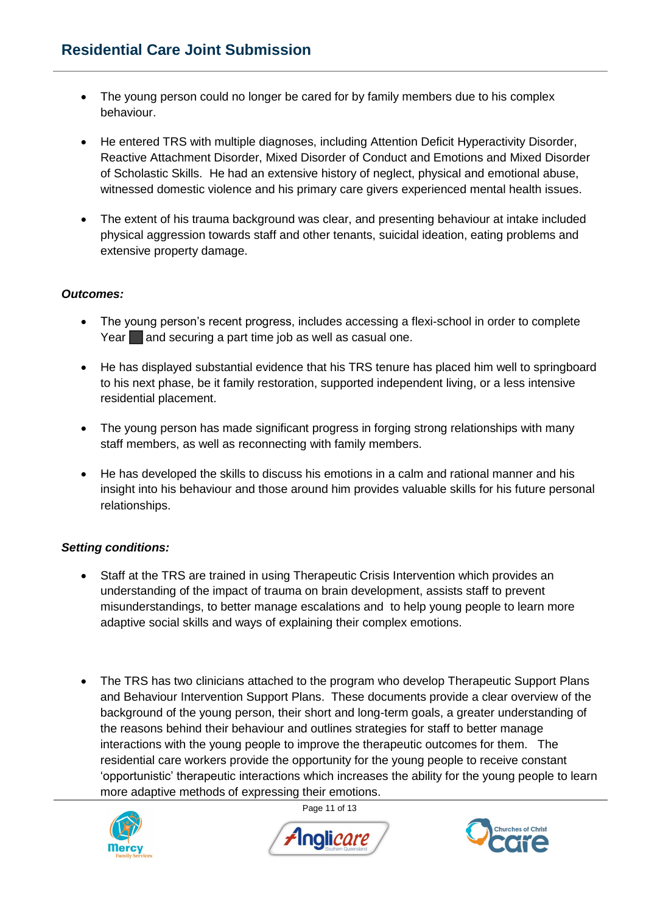- The young person could no longer be cared for by family members due to his complex behaviour.

- He entered TRS with multiple diagnoses, including Attention Deficit Hyperactivity Disorder, Reactive Attachment Disorder, Mixed Disorder of Conduct and Emotions and Mixed Disorder of Scholastic Skills. He had an extensive history of neglect, physical and emotional abuse, witnessed domestic violence and his primary care givers experienced mental health issues.

- The extent of his trauma background was clear, and presenting behaviour at intake included physical aggression towards staff and other tenants, suicidal ideation, eating problems and extensive property damage.

***Outcomes:***

- The young person's recent progress, includes accessing a flexi-school in order to complete Year ██ and securing a part time job as well as casual one.

- He has displayed substantial evidence that his TRS tenure has placed him well to springboard to his next phase, be it family restoration, supported independent living, or a less intensive residential placement.

- The young person has made significant progress in forging strong relationships with many staff members, as well as reconnecting with family members.

- He has developed the skills to discuss his emotions in a calm and rational manner and his insight into his behaviour and those around him provides valuable skills for his future personal relationships.

***Setting conditions:***

- Staff at the TRS are trained in using Therapeutic Crisis Intervention which provides an understanding of the impact of trauma on brain development, assists staff to prevent misunderstandings, to better manage escalations and to help young people to learn more adaptive social skills and ways of explaining their complex emotions.

- The TRS has two clinicians attached to the program who develop Therapeutic Support Plans and Behaviour Intervention Support Plans. These documents provide a clear overview of the background of the young person, their short and long-term goals, a greater understanding of the reasons behind their behaviour and outlines strategies for staff to better manage interactions with the young people to improve the therapeutic outcomes for them. The residential care workers provide the opportunity for the young people to receive constant 'opportunistic' therapeutic interactions which increases the ability for the young people to learn more adaptive methods of expressing their emotions.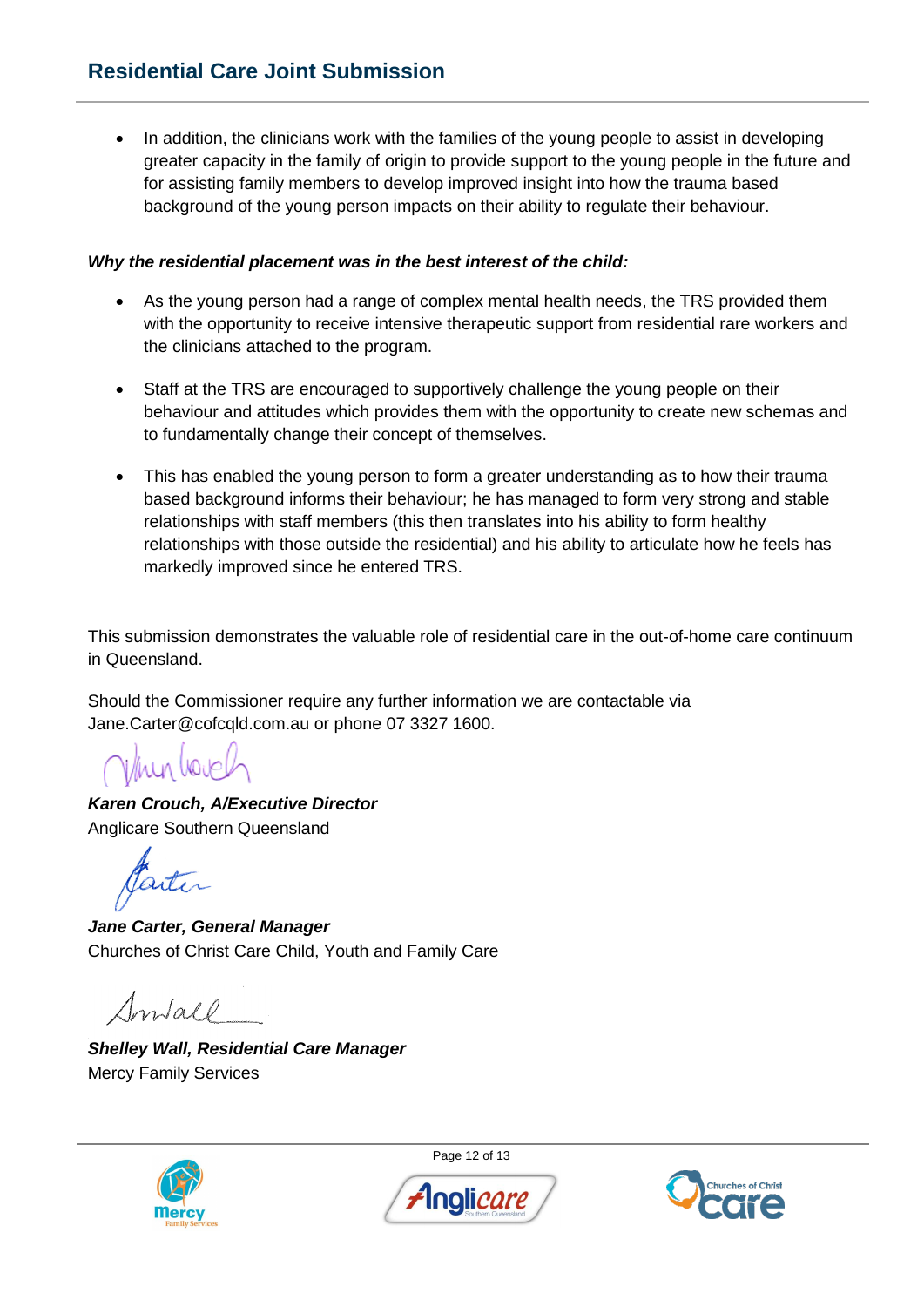- In addition, the clinicians work with the families of the young people to assist in developing greater capacity in the family of origin to provide support to the young people in the future and for assisting family members to develop improved insight into how the trauma based background of the young person impacts on their ability to regulate their behaviour.

***Why the residential placement was in the best interest of the child:***

- As the young person had a range of complex mental health needs, the TRS provided them with the opportunity to receive intensive therapeutic support from residential rare workers and the clinicians attached to the program.

- Staff at the TRS are encouraged to supportively challenge the young people on their behaviour and attitudes which provides them with the opportunity to create new schemas and to fundamentally change their concept of themselves.

- This has enabled the young person to form a greater understanding as to how their trauma based background informs their behaviour; he has managed to form very strong and stable relationships with staff members (this then translates into his ability to form healthy relationships with those outside the residential) and his ability to articulate how he feels has markedly improved since he entered TRS.

This submission demonstrates the valuable role of residential care in the out-of-home care continuum in Queensland.

Should the Commissioner require any further information we are contactable via Jane.Carter@cofcqld.com.au or phone 07 3327 1600.

***Karen Crouch, A/Executive Director***
Anglicare Southern Queensland

***Jane Carter, General Manager***
Churches of Christ Care Child, Youth and Family Care

***Shelley Wall, Residential Care Manager***
Mercy Family Services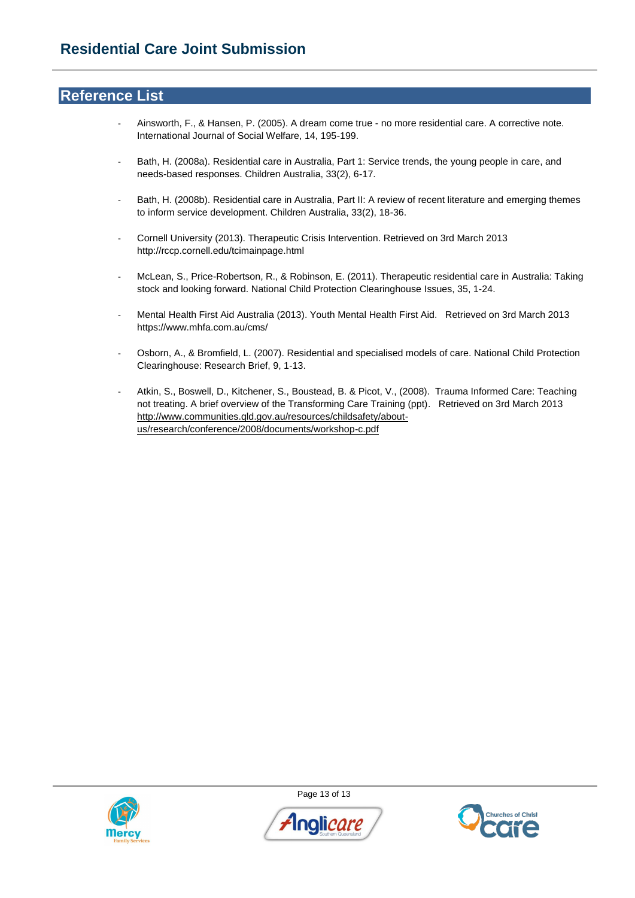## Reference List

- Ainsworth, F., & Hansen, P. (2005). A dream come true - no more residential care. A corrective note. International Journal of Social Welfare, 14, 195-199.
- Bath, H. (2008a). Residential care in Australia, Part 1: Service trends, the young people in care, and needs-based responses. Children Australia, 33(2), 6-17.
- Bath, H. (2008b). Residential care in Australia, Part II: A review of recent literature and emerging themes to inform service development. Children Australia, 33(2), 18-36.
- Cornell University (2013). Therapeutic Crisis Intervention. Retrieved on 3rd March 2013 http://rccp.cornell.edu/tcimainpage.html
- McLean, S., Price-Robertson, R., & Robinson, E. (2011). Therapeutic residential care in Australia: Taking stock and looking forward. National Child Protection Clearinghouse Issues, 35, 1-24.
- Mental Health First Aid Australia (2013). Youth Mental Health First Aid. Retrieved on 3rd March 2013 https://www.mhfa.com.au/cms/
- Osborn, A., & Bromfield, L. (2007). Residential and specialised models of care. National Child Protection Clearinghouse: Research Brief, 9, 1-13.
- Atkin, S., Boswell, D., Kitchener, S., Boustead, B. & Picot, V., (2008). Trauma Informed Care: Teaching not treating. A brief overview of the Transforming Care Training (ppt). Retrieved on 3rd March 2013 http://www.communities.qld.gov.au/resources/childsafety/about-us/research/conference/2008/documents/workshop-c.pdf